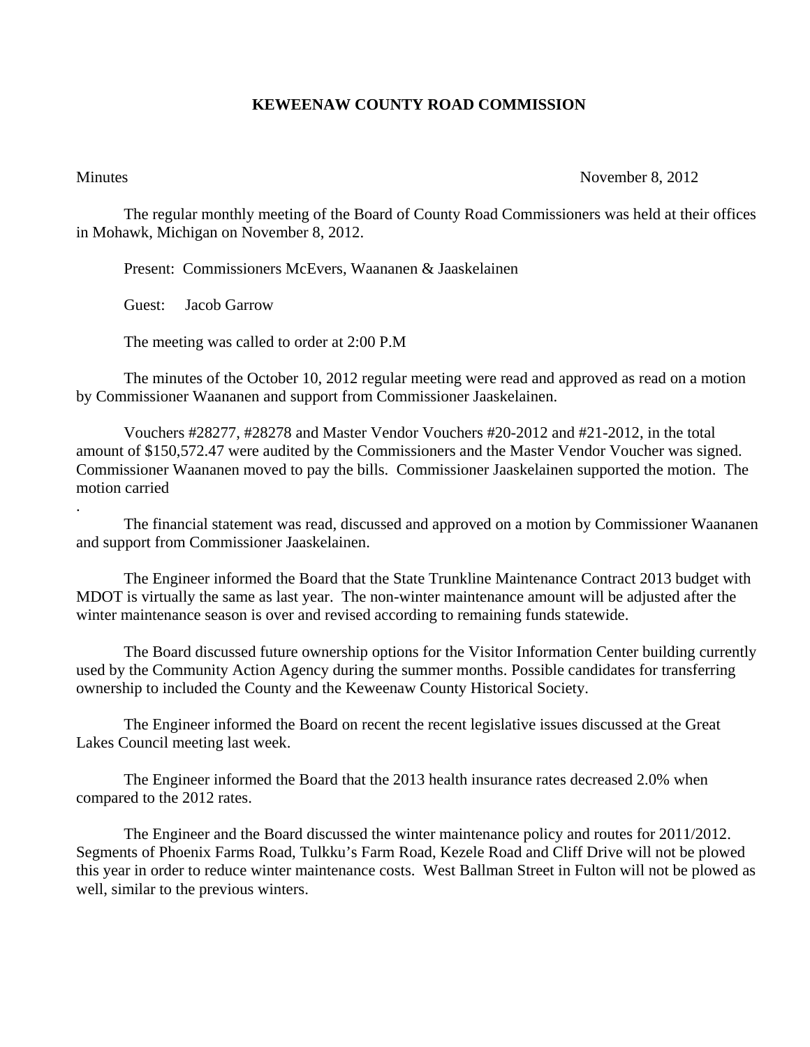# KEWEENAW COUNTY ROAD COMMISSION

Minutes November 8, 2012

The regular monthly meeting of the Board of County Road Commissioners was held at their offices in Mohawk, Michigan on November 8, 2012.

Present: Commissioners McEvers, Waananen & Jaaskelainen

Guest: Jacob Garrow

The meeting was called to order at 2:00 P.M

The minutes of the October 10, 2012 regular meeting were read and approved as read on a motion by Commissioner Waananen and support from Commissioner Jaaskelainen.

Vouchers #28277, #28278 and Master Vendor Vouchers #20-2012 and #21-2012, in the total amount of $150,572.47 were audited by the Commissioners and the Master Vendor Voucher was signed. Commissioner Waananen moved to pay the bills. Commissioner Jaaskelainen supported the motion. The motion carried

.

The financial statement was read, discussed and approved on a motion by Commissioner Waananen and support from Commissioner Jaaskelainen.

The Engineer informed the Board that the State Trunkline Maintenance Contract 2013 budget with MDOT is virtually the same as last year. The non-winter maintenance amount will be adjusted after the winter maintenance season is over and revised according to remaining funds statewide.

The Board discussed future ownership options for the Visitor Information Center building currently used by the Community Action Agency during the summer months. Possible candidates for transferring ownership to included the County and the Keweenaw County Historical Society.

The Engineer informed the Board on recent the recent legislative issues discussed at the Great Lakes Council meeting last week.

The Engineer informed the Board that the 2013 health insurance rates decreased 2.0% when compared to the 2012 rates.

The Engineer and the Board discussed the winter maintenance policy and routes for 2011/2012. Segments of Phoenix Farms Road, Tulkku's Farm Road, Kezele Road and Cliff Drive will not be plowed this year in order to reduce winter maintenance costs. West Ballman Street in Fulton will not be plowed as well, similar to the previous winters.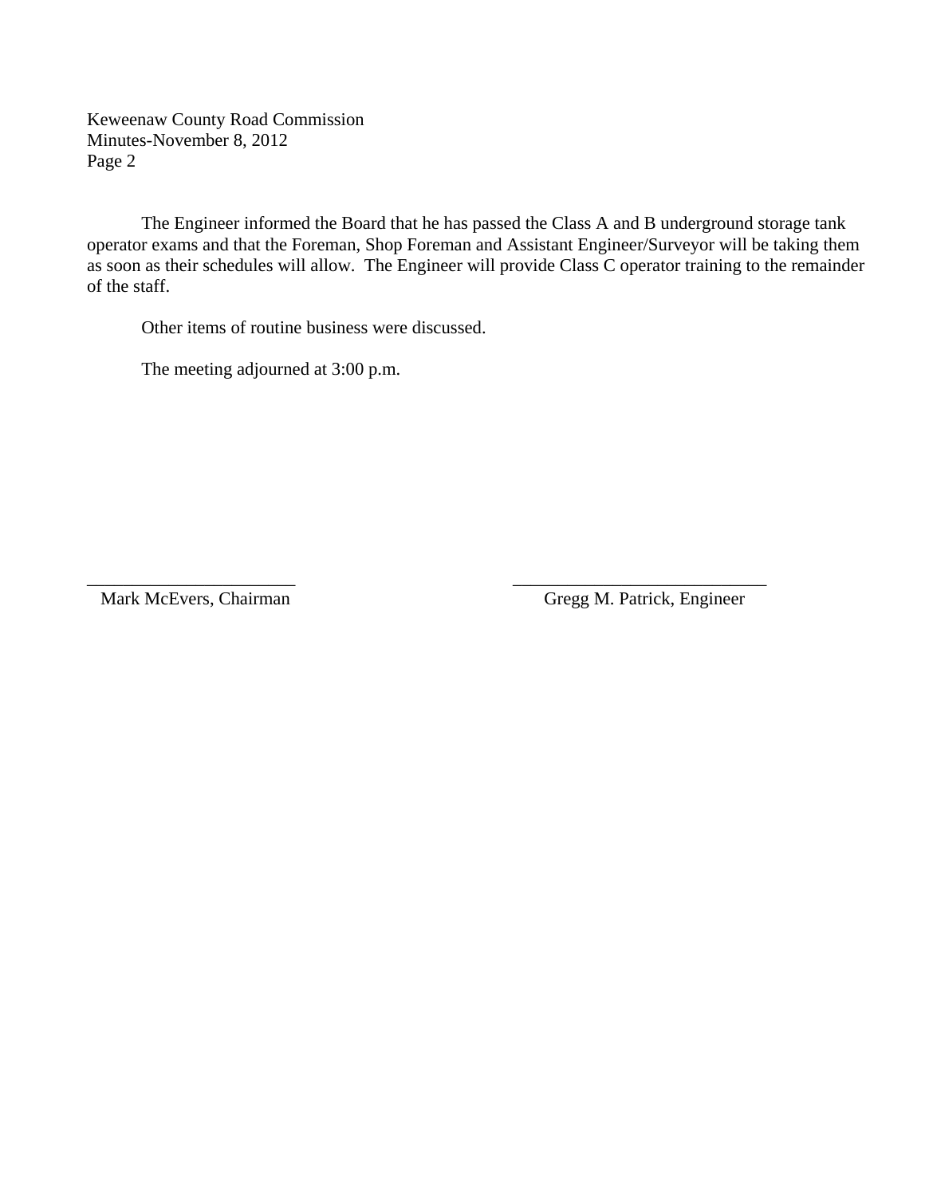The Engineer informed the Board that he has passed the Class A and B underground storage tank operator exams and that the Foreman, Shop Foreman and Assistant Engineer/Surveyor will be taking them as soon as their schedules will allow. The Engineer will provide Class C operator training to the remainder of the staff.

Other items of routine business were discussed.

The meeting adjourned at 3:00 p.m.

_______________________
Mark McEvers, Chairman

_____________________________
Gregg M. Patrick, Engineer